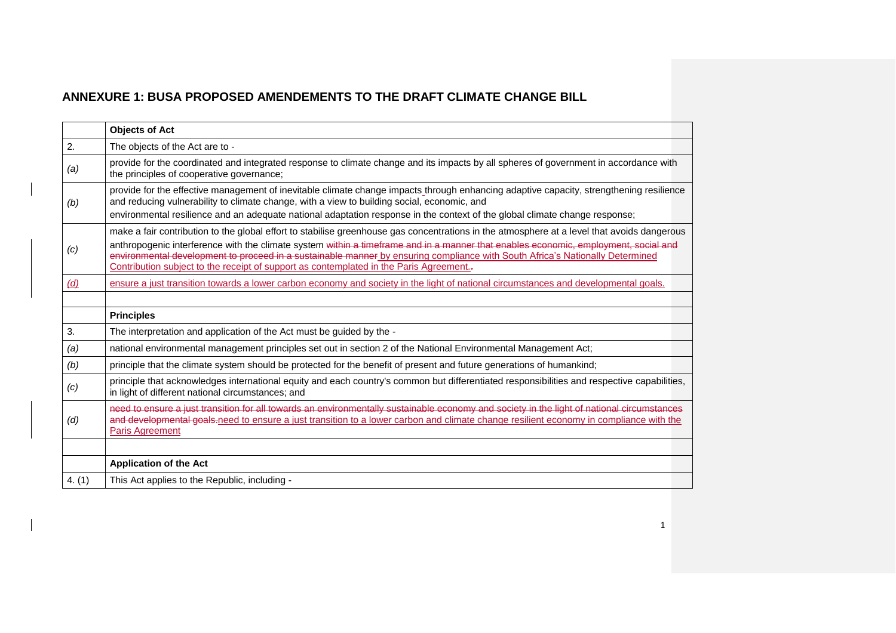## ANNEXURE 1: BUSA PROPOSED AMENDEMENTS TO THE DRAFT CLIMATE CHANGE BILL

| | **Objects of Act** |
|---|---|
| 2. | The objects of the Act are to - |
| *(a)* | provide for the coordinated and integrated response to climate change and its impacts by all spheres of government in accordance with the principles of cooperative governance; |
| *(b)* | provide for the effective management of inevitable climate change impacts through enhancing adaptive capacity, strengthening resilience and reducing vulnerability to climate change, with a view to building social, economic, and environmental resilience and an adequate national adaptation response in the context of the global climate change response; |
| *(c)* | make a fair contribution to the global effort to stabilise greenhouse gas concentrations in the atmosphere at a level that avoids dangerous anthropogenic interference with the climate system ~~within a timeframe and in a manner that enables economic, employment, social and environmental development to proceed in a sustainable manner~~ by ensuring compliance with South Africa's Nationally Determined Contribution subject to the receipt of support as contemplated in the Paris Agreement.~~.~~ |
| *(d)* | ensure a just transition towards a lower carbon economy and society in the light of national circumstances and developmental goals. |
| | |
| | **Principles** |
| 3. | The interpretation and application of the Act must be guided by the - |
| *(a)* | national environmental management principles set out in section 2 of the National Environmental Management Act; |
| *(b)* | principle that the climate system should be protected for the benefit of present and future generations of humankind; |
| *(c)* | principle that acknowledges international equity and each country's common but differentiated responsibilities and respective capabilities, in light of different national circumstances; and |
| *(d)* | ~~need to ensure a just transition for all towards an environmentally sustainable economy and society in the light of national circumstances and developmental goals.~~need to ensure a just transition to a lower carbon and climate change resilient economy in compliance with the Paris Agreement |
| | |
| | **Application of the Act** |
| 4. (1) | This Act applies to the Republic, including - |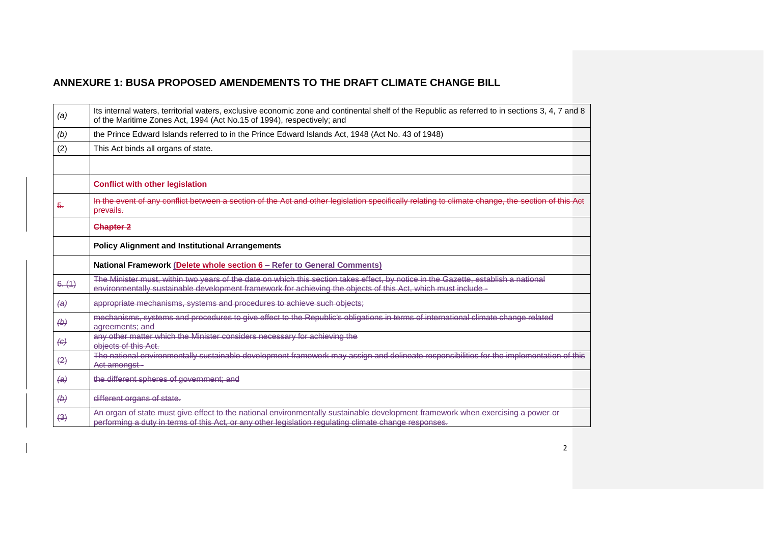## ANNEXURE 1: BUSA PROPOSED AMENDEMENTS TO THE DRAFT CLIMATE CHANGE BILL

| | |
|---|---|
| *(a)* | Its internal waters, territorial waters, exclusive economic zone and continental shelf of the Republic as referred to in sections 3, 4, 7 and 8 of the Maritime Zones Act, 1994 (Act No.15 of 1994), respectively; and |
| *(b)* | the Prince Edward Islands referred to in the Prince Edward Islands Act, 1948 (Act No. 43 of 1948) |
| (2) | This Act binds all organs of state. |
| | |
| | ~~**Conflict with other legislation**~~ |
| ~~5.~~ | ~~In the event of any conflict between a section of the Act and other legislation specifically relating to climate change, the section of this Act prevails.~~ |
| | ~~**Chapter 2**~~ |
| | **Policy Alignment and Institutional Arrangements** |
| | **National Framework (Delete whole section 6 – Refer to General Comments)** |
| ~~6. (1)~~ | ~~The Minister must, within two years of the date on which this section takes effect, by notice in the Gazette, establish a national environmentally sustainable development framework for achieving the objects of this Act, which must include -~~ |
| ~~*(a)*~~ | ~~appropriate mechanisms, systems and procedures to achieve such objects;~~ |
| ~~*(b)*~~ | ~~mechanisms, systems and procedures to give effect to the Republic's obligations in terms of international climate change related agreements; and~~ |
| ~~*(c)*~~ | ~~any other matter which the Minister considers necessary for achieving the objects of this Act.~~ |
| ~~(2)~~ | ~~The national environmentally sustainable development framework may assign and delineate responsibilities for the implementation of this Act amongst -~~ |
| ~~*(a)*~~ | ~~the different spheres of government; and~~ |
| ~~*(b)*~~ | ~~different organs of state.~~ |
| ~~(3)~~ | ~~An organ of state must give effect to the national environmentally sustainable development framework when exercising a power or performing a duty in terms of this Act, or any other legislation regulating climate change responses.~~ |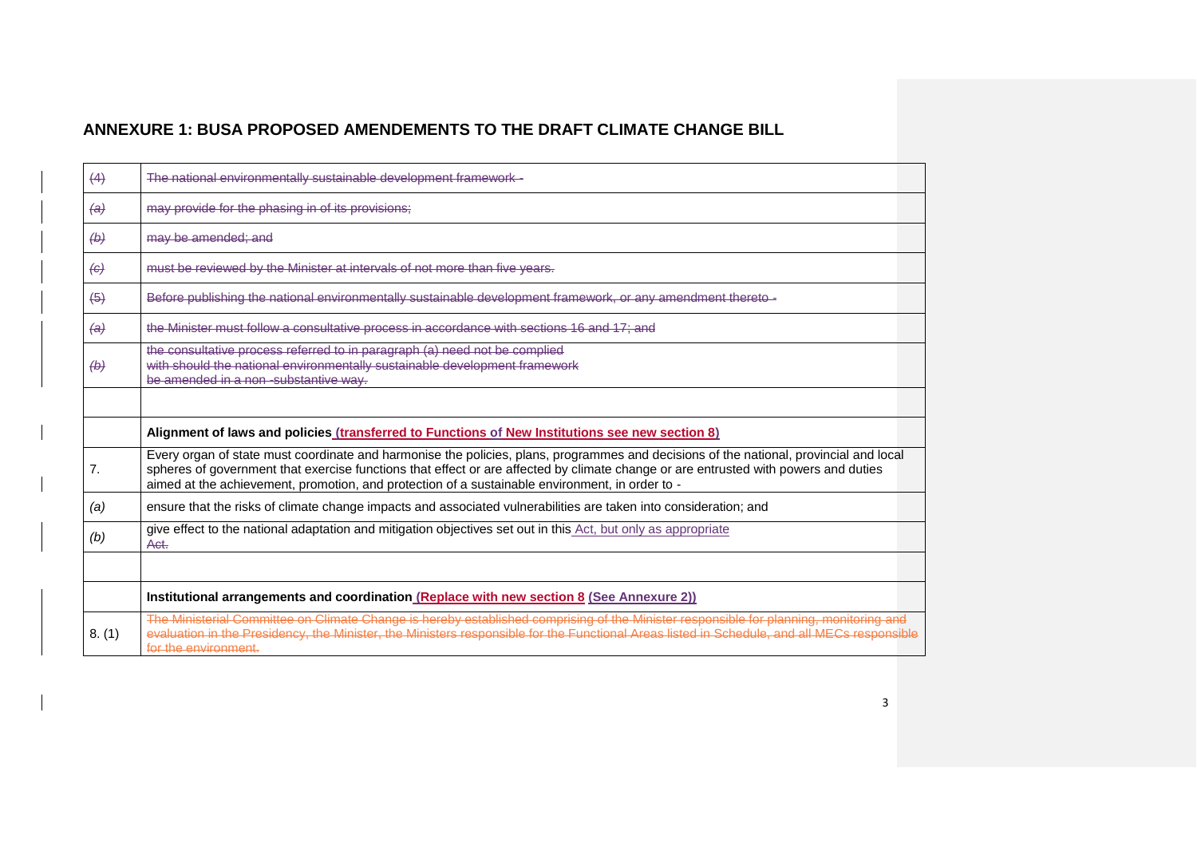## ANNEXURE 1: BUSA PROPOSED AMENDEMENTS TO THE DRAFT CLIMATE CHANGE BILL

| | |
|---|---|
| ~~(4)~~ | ~~The national environmentally sustainable development framework -~~ |
| ~~(a)~~ | ~~may provide for the phasing in of its provisions;~~ |
| ~~(b)~~ | ~~may be amended; and~~ |
| ~~(c)~~ | ~~must be reviewed by the Minister at intervals of not more than five years.~~ |
| ~~(5)~~ | ~~Before publishing the national environmentally sustainable development framework, or any amendment thereto -~~ |
| ~~(a)~~ | ~~the Minister must follow a consultative process in accordance with sections 16 and 17; and~~ |
| ~~(b)~~ | ~~the consultative process referred to in paragraph (a) need not be complied with should the national environmentally sustainable development framework be amended in a non -substantive way.~~ |
| | |
| | **Alignment of laws and policies (transferred to Functions of New Institutions see new section 8)** |
| 7. | Every organ of state must coordinate and harmonise the policies, plans, programmes and decisions of the national, provincial and local spheres of government that exercise functions that effect or are affected by climate change or are entrusted with powers and duties aimed at the achievement, promotion, and protection of a sustainable environment, in order to - |
| *(a)* | ensure that the risks of climate change impacts and associated vulnerabilities are taken into consideration; and |
| *(b)* | give effect to the national adaptation and mitigation objectives set out in this Act, but only as appropriate ~~Act.~~ |
| | |
| | **Institutional arrangements and coordination (Replace with new section 8 (See Annexure 2))** |
| 8. (1) | ~~The Ministerial Committee on Climate Change is hereby established comprising of the Minister responsible for planning, monitoring and evaluation in the Presidency, the Minister, the Ministers responsible for the Functional Areas listed in Schedule, and all MECs responsible for the environment.~~ |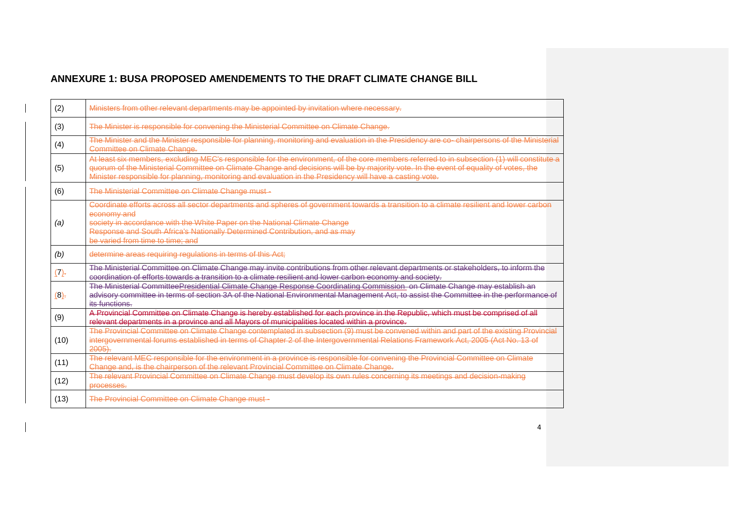## ANNEXURE 1: BUSA PROPOSED AMENDEMENTS TO THE DRAFT CLIMATE CHANGE BILL

| | |
|---|---|
| (2) | ~~Ministers from other relevant departments may be appointed by invitation where necessary.~~ |
| (3) | ~~The Minister is responsible for convening the Ministerial Committee on Climate Change.~~ |
| (4) | ~~The Minister and the Minister responsible for planning, monitoring and evaluation in the Presidency are co- chairpersons of the Ministerial Committee on Climate Change.~~ |
| (5) | ~~At least six members, excluding MEC's responsible for the environment, of the core members referred to in subsection (1) will constitute a quorum of the Ministerial Committee on Climate Change and decisions will be by majority vote. In the event of equality of votes, the Minister responsible for planning, monitoring and evaluation in the Presidency will have a casting vote.~~ |
| (6) | ~~The Ministerial Committee on Climate Change must -~~ |
| *(a)* | ~~Coordinate efforts across all sector departments and spheres of government towards a transition to a climate resilient and lower carbon economy and society in accordance with the White Paper on the National Climate Change Response and South Africa's Nationally Determined Contribution, and as may be varied from time to time; and~~ |
| *(b)* | ~~determine areas requiring regulations in terms of this Act;~~ |
| (7) | ~~The Ministerial Committee on Climate Change may invite contributions from other relevant departments or stakeholders, to inform the coordination of efforts towards a transition to a climate resilient and lower carbon economy and society.~~ |
| (8) | ~~The Ministerial Committee~~Presidential Climate Change Response Coordinating Commission ~~on Climate Change may establish an advisory committee in terms of section 3A of the National Environmental Management Act, to assist the Committee in the performance of its functions.~~ |
| (9) | ~~A Provincial Committee on Climate Change is hereby established for each province in the Republic, which must be comprised of all relevant departments in a province and all Mayors of municipalities located within a province.~~ |
| (10) | ~~The Provincial Committee on Climate Change contemplated in subsection (9) must be convened within and part of the existing Provincial intergovernmental forums established in terms of Chapter 2 of the Intergovernmental Relations Framework Act, 2005 (Act No. 13 of 2005).~~ |
| (11) | ~~The relevant MEC responsible for the environment in a province is responsible for convening the Provincial Committee on Climate Change and, is the chairperson of the relevant Provincial Committee on Climate Change.~~ |
| (12) | ~~The relevant Provincial Committee on Climate Change must develop its own rules concerning its meetings and decision-making processes.~~ |
| (13) | ~~The Provincial Committee on Climate Change must -~~ |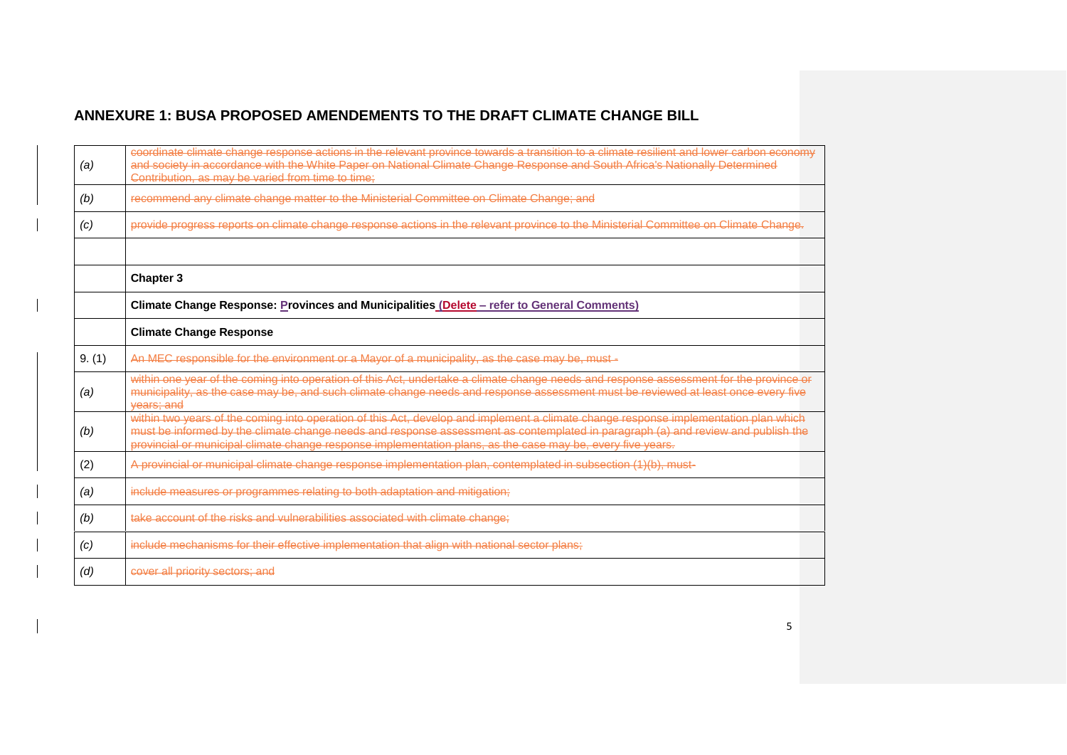## ANNEXURE 1: BUSA PROPOSED AMENDEMENTS TO THE DRAFT CLIMATE CHANGE BILL

| | |
|---|---|
| *(a)* | ~~coordinate climate change response actions in the relevant province towards a transition to a climate resilient and lower carbon economy and society in accordance with the White Paper on National Climate Change Response and South Africa's Nationally Determined Contribution, as may be varied from time to time;~~ |
| *(b)* | ~~recommend any climate change matter to the Ministerial Committee on Climate Change; and~~ |
| *(c)* | ~~provide progress reports on climate change response actions in the relevant province to the Ministerial Committee on Climate Change.~~ |
| | |
| | **Chapter 3** |
| | **Climate Change Response: Provinces and Municipalities (Delete – refer to General Comments)** |
| | **Climate Change Response** |
| 9. (1) | ~~An MEC responsible for the environment or a Mayor of a municipality, as the case may be, must -~~ |
| *(a)* | ~~within one year of the coming into operation of this Act, undertake a climate change needs and response assessment for the province or municipality, as the case may be, and such climate change needs and response assessment must be reviewed at least once every five years; and~~ |
| *(b)* | ~~within two years of the coming into operation of this Act, develop and implement a climate change response implementation plan which must be informed by the climate change needs and response assessment as contemplated in paragraph (a) and review and publish the provincial or municipal climate change response implementation plans, as the case may be, every five years.~~ |
| (2) | ~~A provincial or municipal climate change response implementation plan, contemplated in subsection (1)(b), must-~~ |
| *(a)* | ~~include measures or programmes relating to both adaptation and mitigation;~~ |
| *(b)* | ~~take account of the risks and vulnerabilities associated with climate change;~~ |
| *(c)* | ~~include mechanisms for their effective implementation that align with national sector plans;~~ |
| *(d)* | ~~cover all priority sectors; and~~ |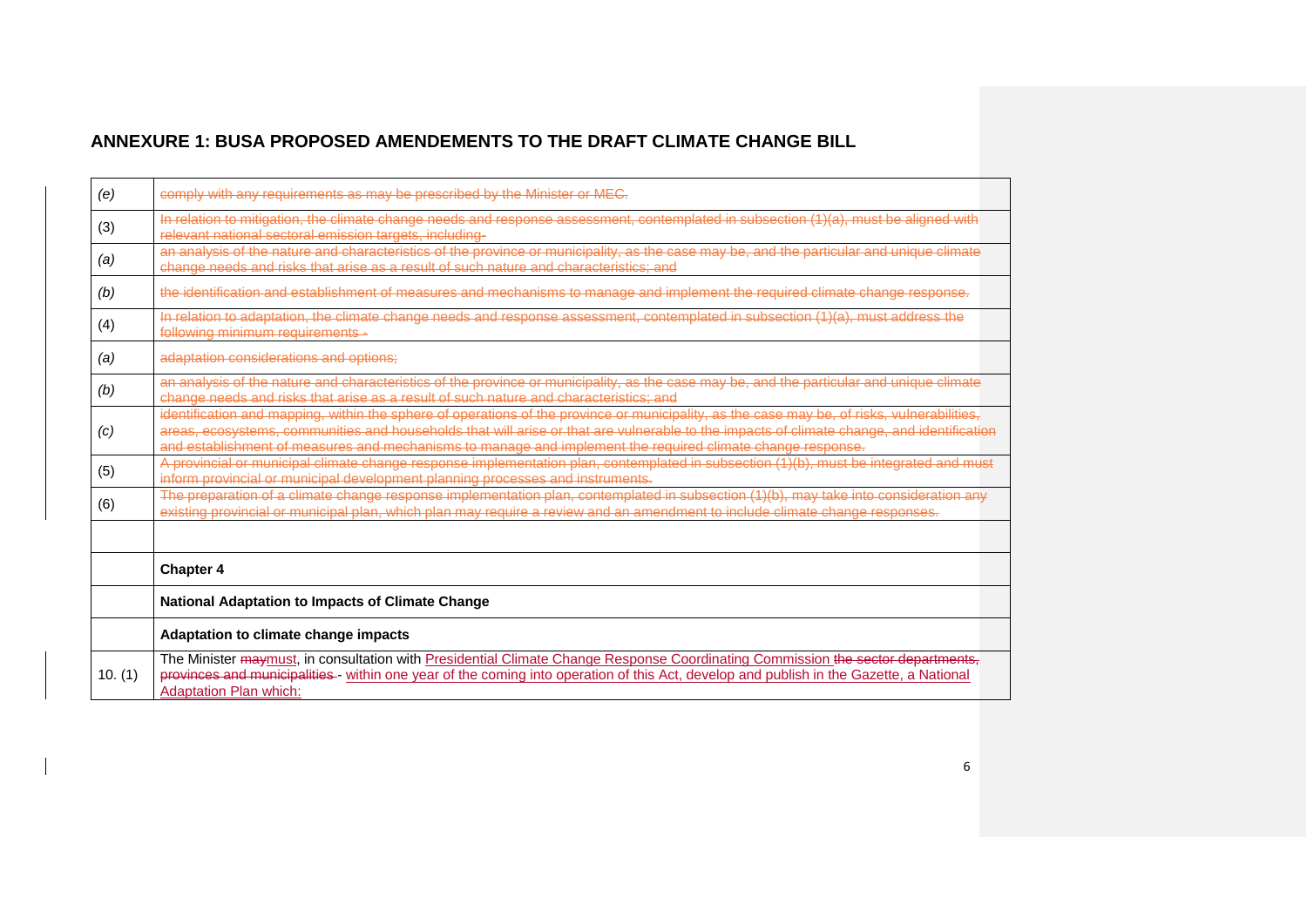## ANNEXURE 1: BUSA PROPOSED AMENDEMENTS TO THE DRAFT CLIMATE CHANGE BILL

| | |
|---|---|
| *(e)* | ~~comply with any requirements as may be prescribed by the Minister or MEC.~~ |
| (3) | ~~In relation to mitigation, the climate change needs and response assessment, contemplated in subsection (1)(a), must be aligned with relevant national sectoral emission targets, including-~~ |
| *(a)* | ~~an analysis of the nature and characteristics of the province or municipality, as the case may be, and the particular and unique climate change needs and risks that arise as a result of such nature and characteristics; and~~ |
| *(b)* | ~~the identification and establishment of measures and mechanisms to manage and implement the required climate change response.~~ |
| (4) | ~~In relation to adaptation, the climate change needs and response assessment, contemplated in subsection (1)(a), must address the following minimum requirements -~~ |
| *(a)* | ~~adaptation considerations and options;~~ |
| *(b)* | ~~an analysis of the nature and characteristics of the province or municipality, as the case may be, and the particular and unique climate change needs and risks that arise as a result of such nature and characteristics; and~~ |
| *(c)* | ~~identification and mapping, within the sphere of operations of the province or municipality, as the case may be, of risks, vulnerabilities, areas, ecosystems, communities and households that will arise or that are vulnerable to the impacts of climate change, and identification and establishment of measures and mechanisms to manage and implement the required climate change response.~~ |
| (5) | ~~A provincial or municipal climate change response implementation plan, contemplated in subsection (1)(b), must be integrated and must inform provincial or municipal development planning processes and instruments.~~ |
| (6) | ~~The preparation of a climate change response implementation plan, contemplated in subsection (1)(b), may take into consideration any existing provincial or municipal plan, which plan may require a review and an amendment to include climate change responses.~~ |
| | |
| | **Chapter 4** |
| | **National Adaptation to Impacts of Climate Change** |
| | **Adaptation to climate change impacts** |
| 10. (1) | The Minister ~~may~~must, in consultation with Presidential Climate Change Response Coordinating Commission ~~the sector departments, provinces and municipalities~~ - within one year of the coming into operation of this Act, develop and publish in the Gazette, a National Adaptation Plan which: |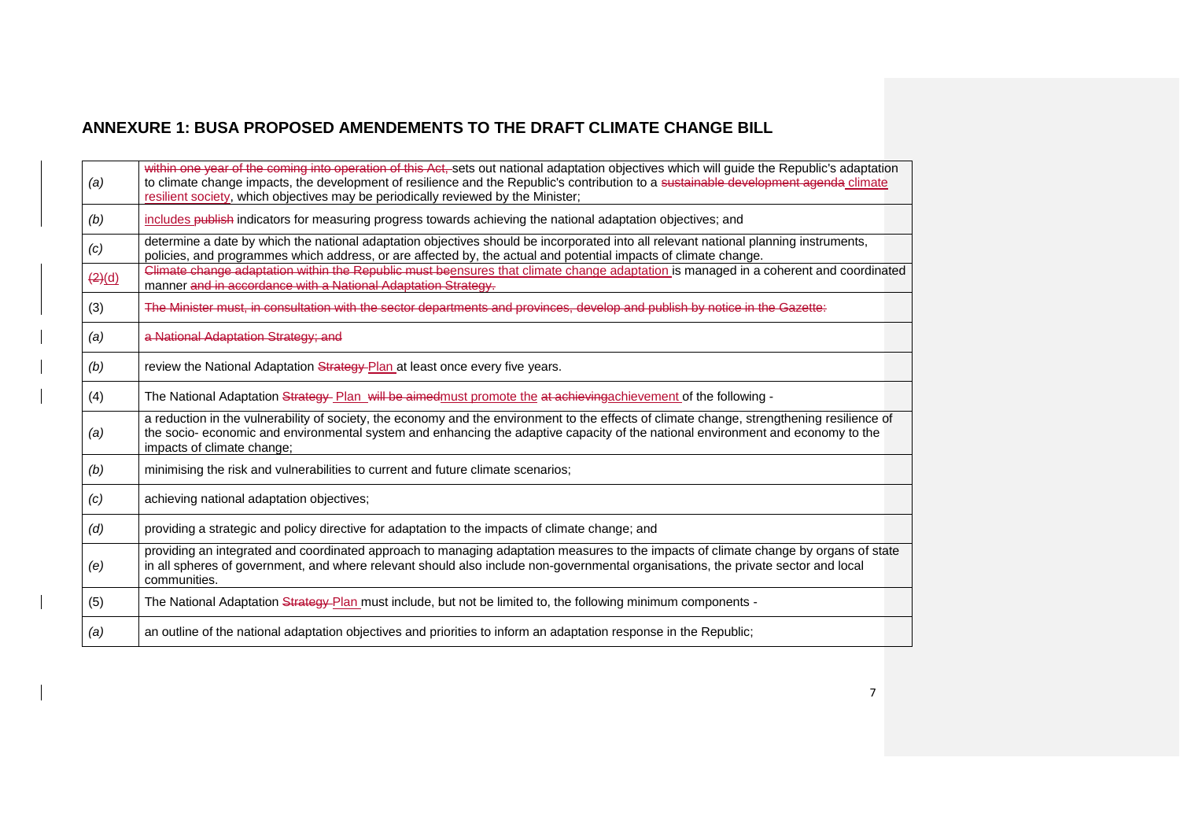## ANNEXURE 1: BUSA PROPOSED AMENDEMENTS TO THE DRAFT CLIMATE CHANGE BILL

| | |
|---|---|
| *(a)* | ~~within one year of the coming into operation of this Act,~~ sets out national adaptation objectives which will guide the Republic's adaptation to climate change impacts, the development of resilience and the Republic's contribution to a ~~sustainable development agenda~~ climate resilient society, which objectives may be periodically reviewed by the Minister; |
| *(b)* | includes ~~publish~~ indicators for measuring progress towards achieving the national adaptation objectives; and |
| *(c)* | determine a date by which the national adaptation objectives should be incorporated into all relevant national planning instruments, policies, and programmes which address, or are affected by, the actual and potential impacts of climate change. |
| ~~(2)~~(d) | ~~Climate change adaptation within the Republic must be~~ensures that climate change adaptation is managed in a coherent and coordinated manner ~~and in accordance with a National Adaptation Strategy.~~ |
| (3) | ~~The Minister must, in consultation with the sector departments and provinces, develop and publish by notice in the Gazette:~~ |
| *(a)* | ~~a National Adaptation Strategy; and~~ |
| *(b)* | review the National Adaptation ~~Strategy~~ Plan at least once every five years. |
| (4) | The National Adaptation ~~Strategy~~ Plan ~~will be aimed~~must promote the ~~at achieving~~achievement of the following - |
| *(a)* | a reduction in the vulnerability of society, the economy and the environment to the effects of climate change, strengthening resilience of the socio- economic and environmental system and enhancing the adaptive capacity of the national environment and economy to the impacts of climate change; |
| *(b)* | minimising the risk and vulnerabilities to current and future climate scenarios; |
| *(c)* | achieving national adaptation objectives; |
| *(d)* | providing a strategic and policy directive for adaptation to the impacts of climate change; and |
| *(e)* | providing an integrated and coordinated approach to managing adaptation measures to the impacts of climate change by organs of state in all spheres of government, and where relevant should also include non-governmental organisations, the private sector and local communities. |
| (5) | The National Adaptation ~~Strategy~~ Plan must include, but not be limited to, the following minimum components - |
| *(a)* | an outline of the national adaptation objectives and priorities to inform an adaptation response in the Republic; |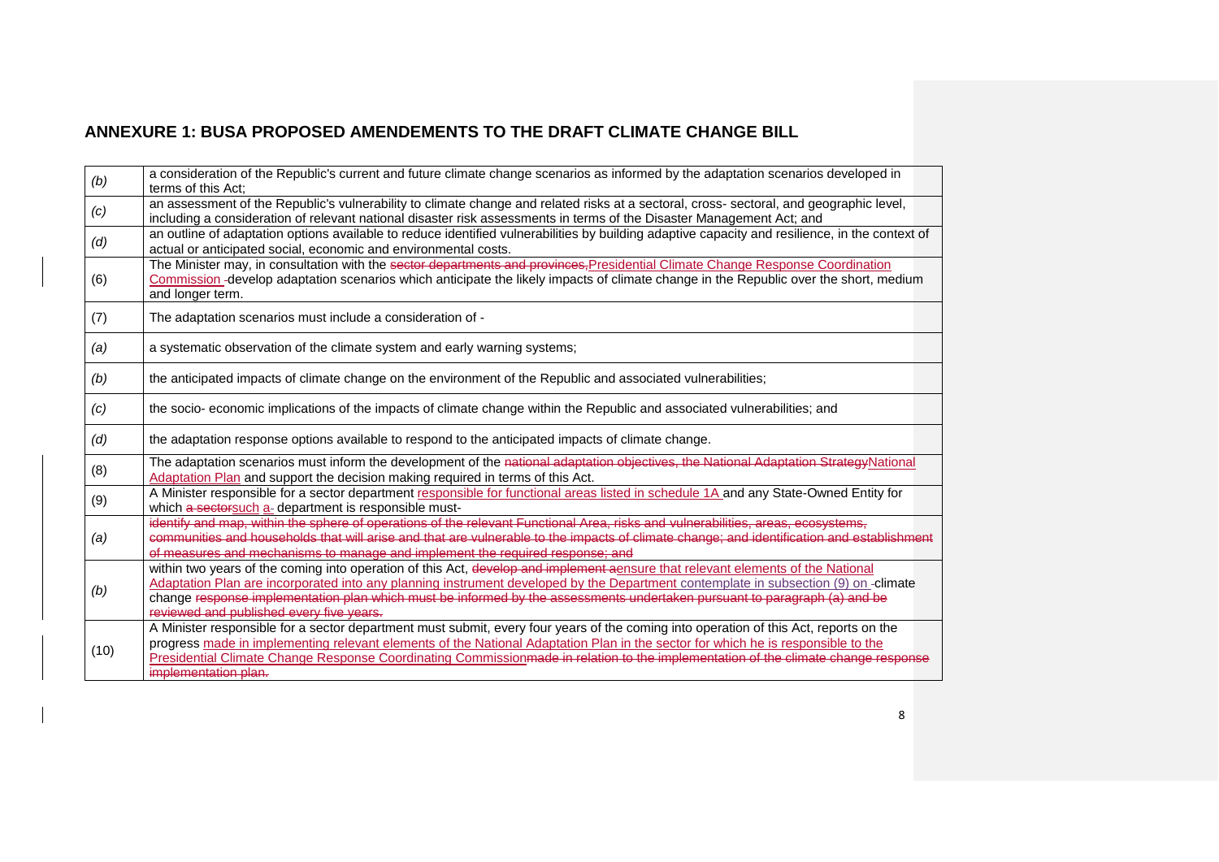## ANNEXURE 1: BUSA PROPOSED AMENDEMENTS TO THE DRAFT CLIMATE CHANGE BILL

| | |
|---|---|
| *(b)* | a consideration of the Republic's current and future climate change scenarios as informed by the adaptation scenarios developed in terms of this Act; |
| *(c)* | an assessment of the Republic's vulnerability to climate change and related risks at a sectoral, cross- sectoral, and geographic level, including a consideration of relevant national disaster risk assessments in terms of the Disaster Management Act; and |
| *(d)* | an outline of adaptation options available to reduce identified vulnerabilities by building adaptive capacity and resilience, in the context of actual or anticipated social, economic and environmental costs. |
| (6) | The Minister may, in consultation with the ~~sector departments and provinces,~~Presidential Climate Change Response Coordination Commission -develop adaptation scenarios which anticipate the likely impacts of climate change in the Republic over the short, medium and longer term. |
| (7) | The adaptation scenarios must include a consideration of - |
| *(a)* | a systematic observation of the climate system and early warning systems; |
| *(b)* | the anticipated impacts of climate change on the environment of the Republic and associated vulnerabilities; |
| *(c)* | the socio- economic implications of the impacts of climate change within the Republic and associated vulnerabilities; and |
| *(d)* | the adaptation response options available to respond to the anticipated impacts of climate change. |
| (8) | The adaptation scenarios must inform the development of the ~~national adaptation objectives, the National Adaptation Strategy~~National Adaptation Plan and support the decision making required in terms of this Act. |
| (9) | A Minister responsible for a sector department responsible for functional areas listed in schedule 1A and any State-Owned Entity for which ~~a sector~~such a- department is responsible must- |
| *(a)* | ~~identify and map, within the sphere of operations of the relevant Functional Area, risks and vulnerabilities, areas, ecosystems, communities and households that will arise and that are vulnerable to the impacts of climate change; and identification and establishment of measures and mechanisms to manage and implement the required response; and~~ |
| *(b)* | within two years of the coming into operation of this Act, ~~develop and implement a~~ensure that relevant elements of the National Adaptation Plan are incorporated into any planning instrument developed by the Department contemplate in subsection (9) on -climate change ~~response implementation plan which must be informed by the assessments undertaken pursuant to paragraph (a) and be reviewed and published every five years.~~ |
| (10) | A Minister responsible for a sector department must submit, every four years of the coming into operation of this Act, reports on the progress made in implementing relevant elements of the National Adaptation Plan in the sector for which he is responsible to the Presidential Climate Change Response Coordinating Commission~~made in relation to the implementation of the climate change response implementation plan.~~ |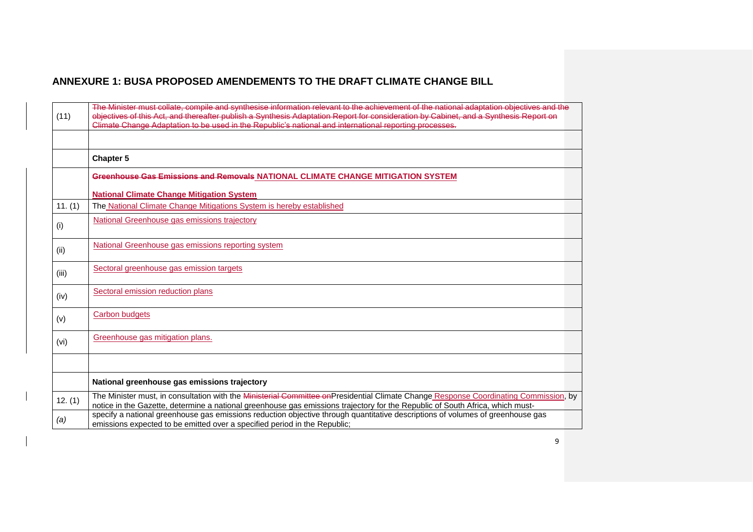## ANNEXURE 1: BUSA PROPOSED AMENDEMENTS TO THE DRAFT CLIMATE CHANGE BILL

| | |
|---|---|
| (11) | ~~The Minister must collate, compile and synthesise information relevant to the achievement of the national adaptation objectives and the objectives of this Act, and thereafter publish a Synthesis Adaptation Report for consideration by Cabinet, and a Synthesis Report on Climate Change Adaptation to be used in the Republic's national and international reporting processes.~~ |
| | |
| | **Chapter 5** |
| | **~~Greenhouse Gas Emissions and Removals~~ NATIONAL CLIMATE CHANGE MITIGATION SYSTEM**<br><br>**National Climate Change Mitigation System** |
| 11. (1) | The National Climate Change Mitigations System is hereby established |
| (i) | National Greenhouse gas emissions trajectory |
| (ii) | National Greenhouse gas emissions reporting system |
| (iii) | Sectoral greenhouse gas emission targets |
| (iv) | Sectoral emission reduction plans |
| (v) | Carbon budgets |
| (vi) | Greenhouse gas mitigation plans. |
| | |
| | **National greenhouse gas emissions trajectory** |
| 12. (1) | The Minister must, in consultation with the ~~Ministerial Committee on~~Presidential Climate Change Response Coordinating Commission, by notice in the Gazette, determine a national greenhouse gas emissions trajectory for the Republic of South Africa, which must- |
| *(a)* | specify a national greenhouse gas emissions reduction objective through quantitative descriptions of volumes of greenhouse gas emissions expected to be emitted over a specified period in the Republic; |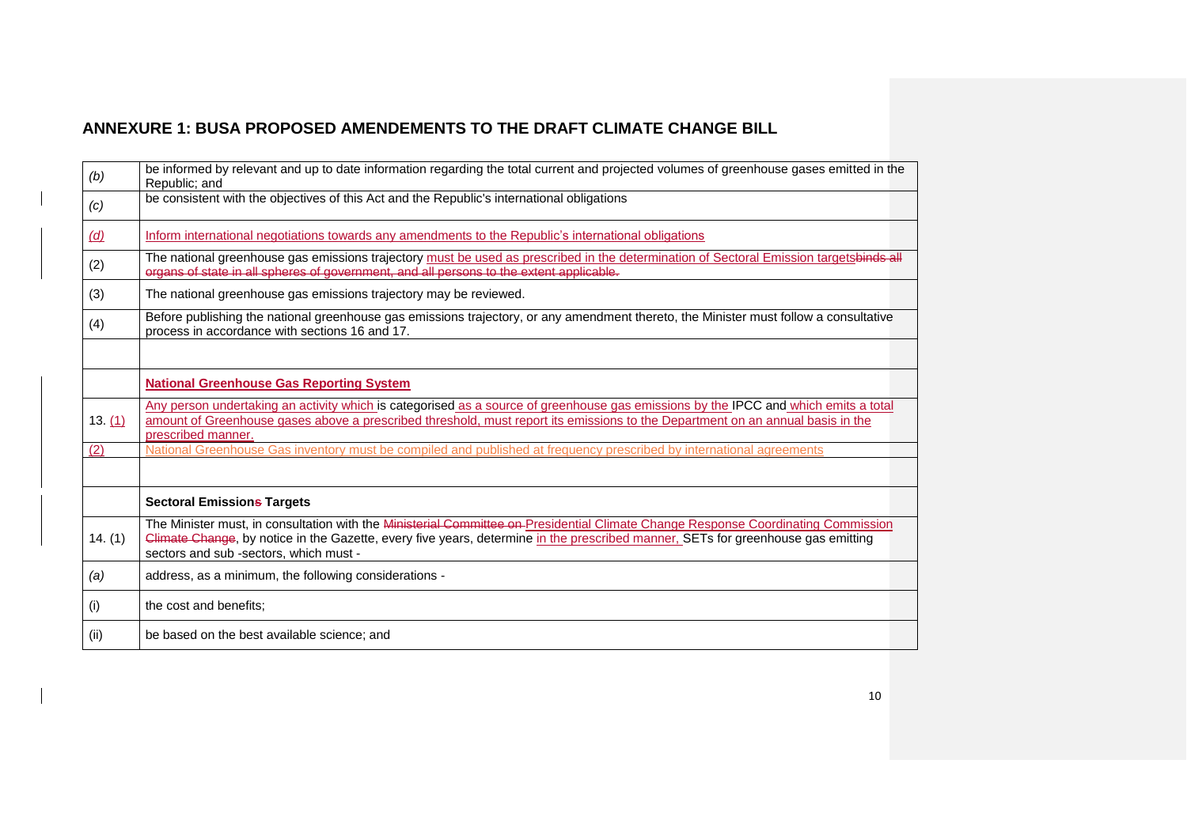## ANNEXURE 1: BUSA PROPOSED AMENDEMENTS TO THE DRAFT CLIMATE CHANGE BILL

| | |
|---|---|
| *(b)* | be informed by relevant and up to date information regarding the total current and projected volumes of greenhouse gases emitted in the Republic; and |
| *(c)* | be consistent with the objectives of this Act and the Republic's international obligations |
| *(d)* | Inform international negotiations towards any amendments to the Republic's international obligations |
| (2) | The national greenhouse gas emissions trajectory must be used as prescribed in the determination of Sectoral Emission targets~~binds all organs of state in all spheres of government, and all persons to the extent applicable.~~ |
| (3) | The national greenhouse gas emissions trajectory may be reviewed. |
| (4) | Before publishing the national greenhouse gas emissions trajectory, or any amendment thereto, the Minister must follow a consultative process in accordance with sections 16 and 17. |
| | |
| | **National Greenhouse Gas Reporting System** |
| 13. (1) | Any person undertaking an activity which is categorised as a source of greenhouse gas emissions by the IPCC and which emits a total amount of Greenhouse gases above a prescribed threshold, must report its emissions to the Department on an annual basis in the prescribed manner. |
| (2) | National Greenhouse Gas inventory must be compiled and published at frequency prescribed by international agreements |
| | |
| | **Sectoral Emission~~s~~ Targets** |
| 14. (1) | The Minister must, in consultation with the ~~Ministerial Committee on~~ Presidential Climate Change Response Coordinating Commission ~~Climate Change~~, by notice in the Gazette, every five years, determine in the prescribed manner, SETs for greenhouse gas emitting sectors and sub -sectors, which must - |
| *(a)* | address, as a minimum, the following considerations - |
| (i) | the cost and benefits; |
| (ii) | be based on the best available science; and |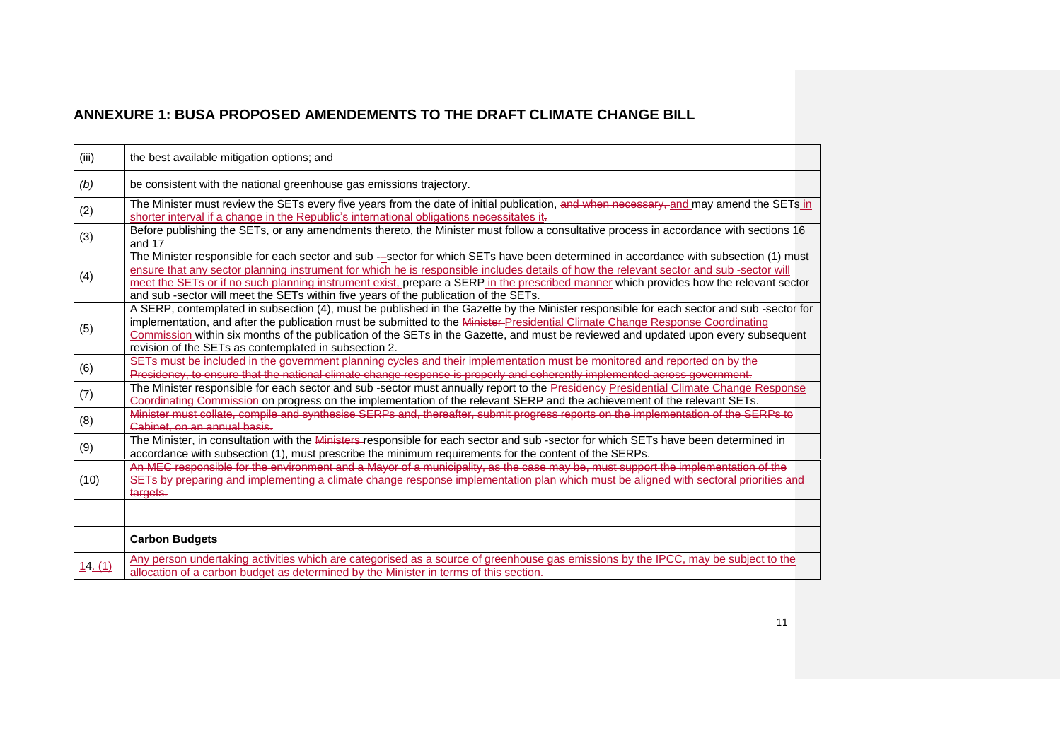## ANNEXURE 1: BUSA PROPOSED AMENDEMENTS TO THE DRAFT CLIMATE CHANGE BILL

| | |
|---|---|
| (iii) | the best available mitigation options; and |
| *(b)* | be consistent with the national greenhouse gas emissions trajectory. |
| (2) | The Minister must review the SETs every five years from the date of initial publication, ~~and when necessary,~~ <u>and</u> may amend the SETs <u>in shorter interval if a change in the Republic's international obligations necessitates it</u>~~.~~ |
| (3) | Before publishing the SETs, or any amendments thereto, the Minister must follow a consultative process in accordance with sections 16 and 17 |
| (4) | The Minister responsible for each sector and sub -~~-~~sector for which SETs have been determined in accordance with subsection (1) must <u>ensure that any sector planning instrument for which he is responsible includes details of how the relevant sector and sub -sector will meet the SETs or if no such planning instrument exist,</u> prepare a SERP <u>in the prescribed manner</u> which provides how the relevant sector and sub -sector will meet the SETs within five years of the publication of the SETs. |
| (5) | A SERP, contemplated in subsection (4), must be published in the Gazette by the Minister responsible for each sector and sub -sector for implementation, and after the publication must be submitted to the ~~Minister~~ <u>Presidential Climate Change Response Coordinating Commission</u> within six months of the publication of the SETs in the Gazette, and must be reviewed and updated upon every subsequent revision of the SETs as contemplated in subsection 2. |
| (6) | ~~SETs must be included in the government planning cycles and their implementation must be monitored and reported on by the Presidency, to ensure that the national climate change response is properly and coherently implemented across government.~~ |
| (7) | The Minister responsible for each sector and sub -sector must annually report to the ~~Presidency~~ <u>Presidential Climate Change Response Coordinating Commission</u> on progress on the implementation of the relevant SERP and the achievement of the relevant SETs. |
| (8) | ~~Minister must collate, compile and synthesise SERPs and, thereafter, submit progress reports on the implementation of the SERPs to Cabinet, on an annual basis.~~ |
| (9) | The Minister, in consultation with the ~~Ministers~~ responsible for each sector and sub -sector for which SETs have been determined in accordance with subsection (1), must prescribe the minimum requirements for the content of the SERPs. |
| (10) | ~~An MEC responsible for the environment and a Mayor of a municipality, as the case may be, must support the implementation of the SETs by preparing and implementing a climate change response implementation plan which must be aligned with sectoral priorities and targets.~~ |
| | |
| | **Carbon Budgets** |
| <u>1</u>4<u>. (1)</u> | <u>Any person undertaking activities which are categorised as a source of greenhouse gas emissions by the IPCC, may be subject to the allocation of a carbon budget as determined by the Minister in terms of this section.</u> |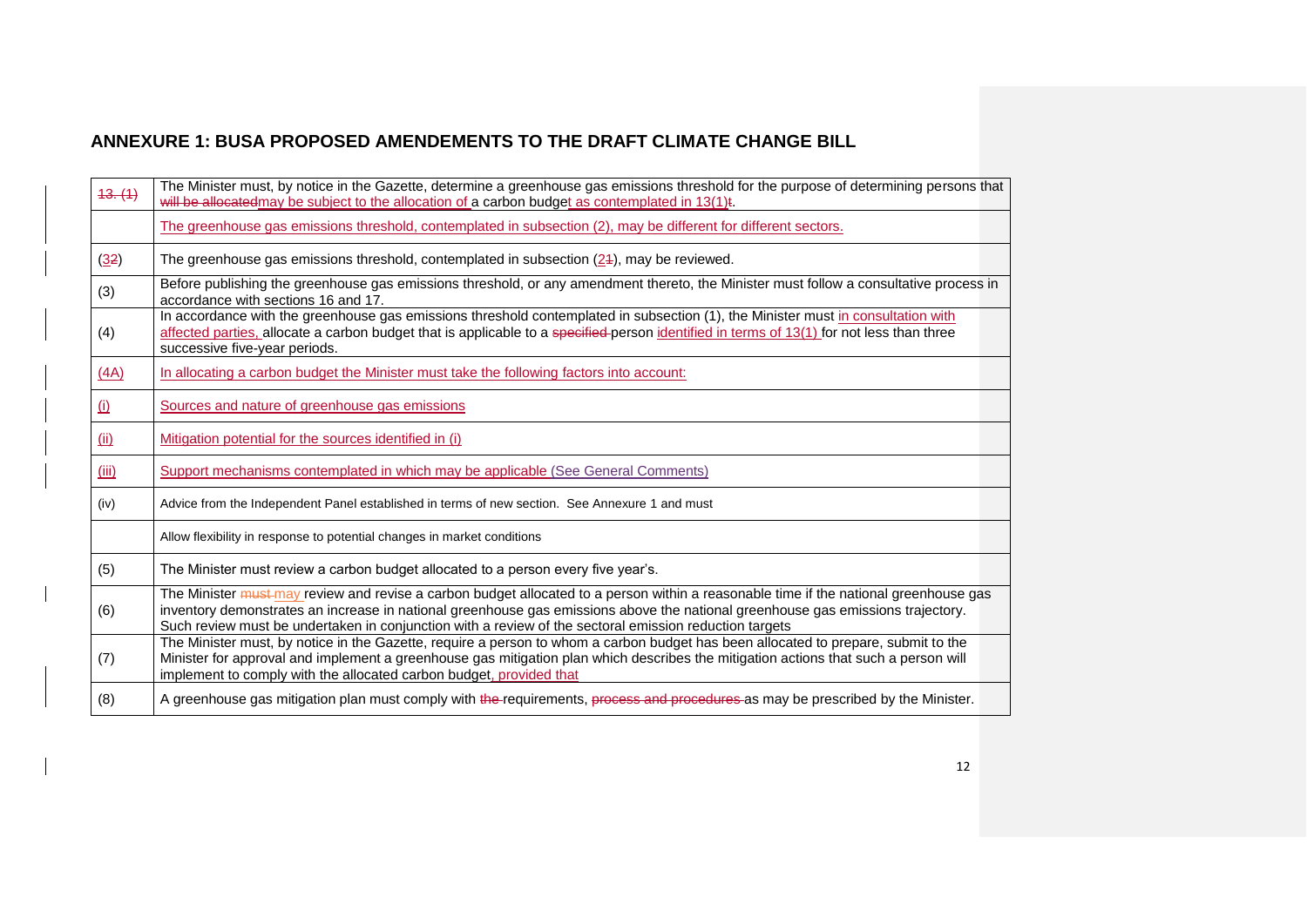## ANNEXURE 1: BUSA PROPOSED AMENDEMENTS TO THE DRAFT CLIMATE CHANGE BILL

| ~~13. (1)~~ | The Minister must, by notice in the Gazette, determine a greenhouse gas emissions threshold for the purpose of determining persons that ~~will be allocated~~may be subject to the allocation of a carbon budget as contemplated in 13(1)~~t~~. |
|---|---|
| | The greenhouse gas emissions threshold, contemplated in subsection (2), may be different for different sectors. |
| (3~~2~~) | The greenhouse gas emissions threshold, contemplated in subsection (2~~1~~), may be reviewed. |
| (3) | Before publishing the greenhouse gas emissions threshold, or any amendment thereto, the Minister must follow a consultative process in accordance with sections 16 and 17. |
| (4) | In accordance with the greenhouse gas emissions threshold contemplated in subsection (1), the Minister must in consultation with affected parties, allocate a carbon budget that is applicable to a ~~specified~~ person identified in terms of 13(1) for not less than three successive five-year periods. |
| (4A) | In allocating a carbon budget the Minister must take the following factors into account: |
| (i) | Sources and nature of greenhouse gas emissions |
| (ii) | Mitigation potential for the sources identified in (i) |
| (iii) | Support mechanisms contemplated in which may be applicable (See General Comments) |
| (iv) | Advice from the Independent Panel established in terms of new section. See Annexure 1 and must |
| | Allow flexibility in response to potential changes in market conditions |
| (5) | The Minister must review a carbon budget allocated to a person every five year's. |
| (6) | The Minister ~~must~~ may review and revise a carbon budget allocated to a person within a reasonable time if the national greenhouse gas inventory demonstrates an increase in national greenhouse gas emissions above the national greenhouse gas emissions trajectory. Such review must be undertaken in conjunction with a review of the sectoral emission reduction targets |
| (7) | The Minister must, by notice in the Gazette, require a person to whom a carbon budget has been allocated to prepare, submit to the Minister for approval and implement a greenhouse gas mitigation plan which describes the mitigation actions that such a person will implement to comply with the allocated carbon budget, provided that |
| (8) | A greenhouse gas mitigation plan must comply with ~~the~~ requirements, ~~process and procedures~~ as may be prescribed by the Minister. |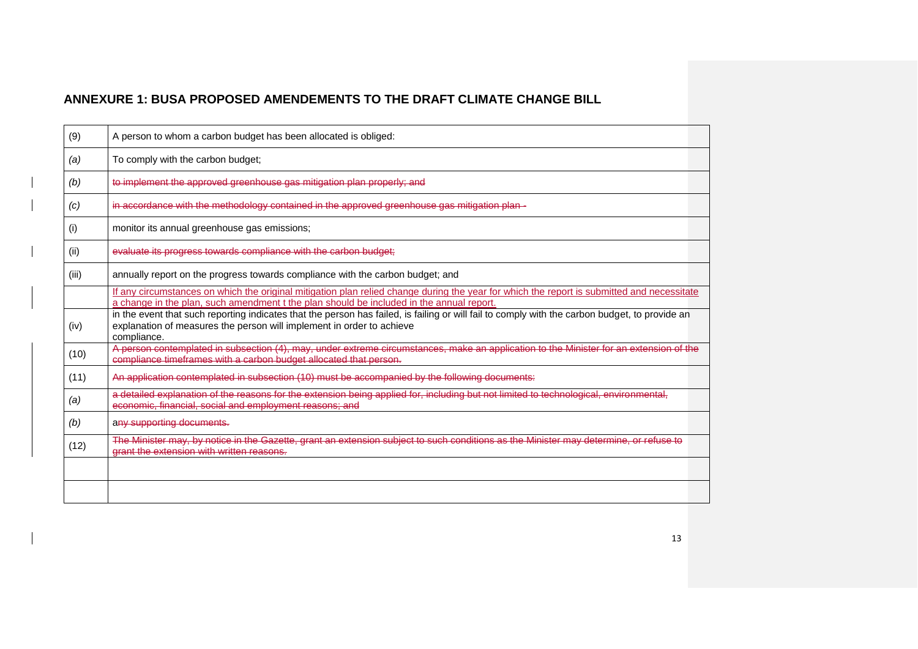## ANNEXURE 1: BUSA PROPOSED AMENDEMENTS TO THE DRAFT CLIMATE CHANGE BILL

| (9) | A person to whom a carbon budget has been allocated is obliged: |
|---|---|
| *(a)* | To comply with the carbon budget; |
| *(b)* | ~~to implement the approved greenhouse gas mitigation plan properly; and~~ |
| *(c)* | ~~in accordance with the methodology contained in the approved greenhouse gas mitigation plan -~~ |
| (i) | monitor its annual greenhouse gas emissions; |
| (ii) | ~~evaluate its progress towards compliance with the carbon budget;~~ |
| (iii) | annually report on the progress towards compliance with the carbon budget; and |
| | <u>If any circumstances on which the original mitigation plan relied change during the year for which the report is submitted and necessitate a change in the plan, such amendment t the plan should be included in the annual report.</u> |
| (iv) | in the event that such reporting indicates that the person has failed, is failing or will fail to comply with the carbon budget, to provide an explanation of measures the person will implement in order to achieve compliance. |
| (10) | ~~A person contemplated in subsection (4), may, under extreme circumstances, make an application to the Minister for an extension of the compliance timeframes with a carbon budget allocated that person.~~ |
| (11) | ~~An application contemplated in subsection (10) must be accompanied by the following documents:~~ |
| *(a)* | ~~a detailed explanation of the reasons for the extension being applied for, including but not limited to technological, environmental, economic, financial, social and employment reasons; and~~ |
| *(b)* | a~~ny supporting documents.~~ |
| (12) | ~~The Minister may, by notice in the Gazette, grant an extension subject to such conditions as the Minister may determine, or refuse to grant the extension with written reasons.~~ |
| | |
| | |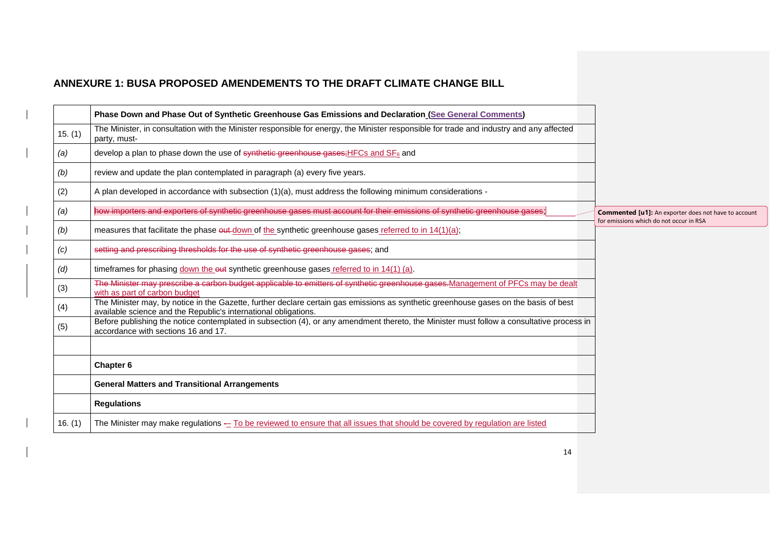## ANNEXURE 1: BUSA PROPOSED AMENDEMENTS TO THE DRAFT CLIMATE CHANGE BILL

| | **Phase Down and Phase Out of Synthetic Greenhouse Gas Emissions and Declaration (See General Comments)** |
|---|---|
| 15. (1) | The Minister, in consultation with the Minister responsible for energy, the Minister responsible for trade and industry and any affected party, must- |
| *(a)* | develop a plan to phase down the use of ~~synthetic greenhouse gases;~~HFCs and $SF_6$ and |
| *(b)* | review and update the plan contemplated in paragraph (a) every five years. |
| (2) | A plan developed in accordance with subsection (1)(a), must address the following minimum considerations - |
| *(a)* | ~~how importers and exporters of synthetic greenhouse gases must account for their emissions of synthetic greenhouse gases;~~ |
| *(b)* | measures that facilitate the phase ~~out~~ down of the synthetic greenhouse gases referred to in 14(1)(a); |
| *(c)* | ~~setting and prescribing thresholds for the use of synthetic greenhouse gases~~; and |
| *(d)* | timeframes for phasing down the ~~out~~ synthetic greenhouse gases referred to in 14(1) (a). |
| (3) | ~~The Minister may prescribe a carbon budget applicable to emitters of synthetic greenhouse gases.~~Management of PFCs may be dealt with as part of carbon budget |
| (4) | The Minister may, by notice in the Gazette, further declare certain gas emissions as synthetic greenhouse gases on the basis of best available science and the Republic's international obligations. |
| (5) | Before publishing the notice contemplated in subsection (4), or any amendment thereto, the Minister must follow a consultative process in accordance with sections 16 and 17. |
| | |
| | **Chapter 6** |
| | **General Matters and Transitional Arrangements** |
| | **Regulations** |
| 16. (1) | The Minister may make regulations ~~-~~– To be reviewed to ensure that all issues that should be covered by regulation are listed |

**Commented [u1]:** An exporter does not have to account for emissions which do not occur in RSA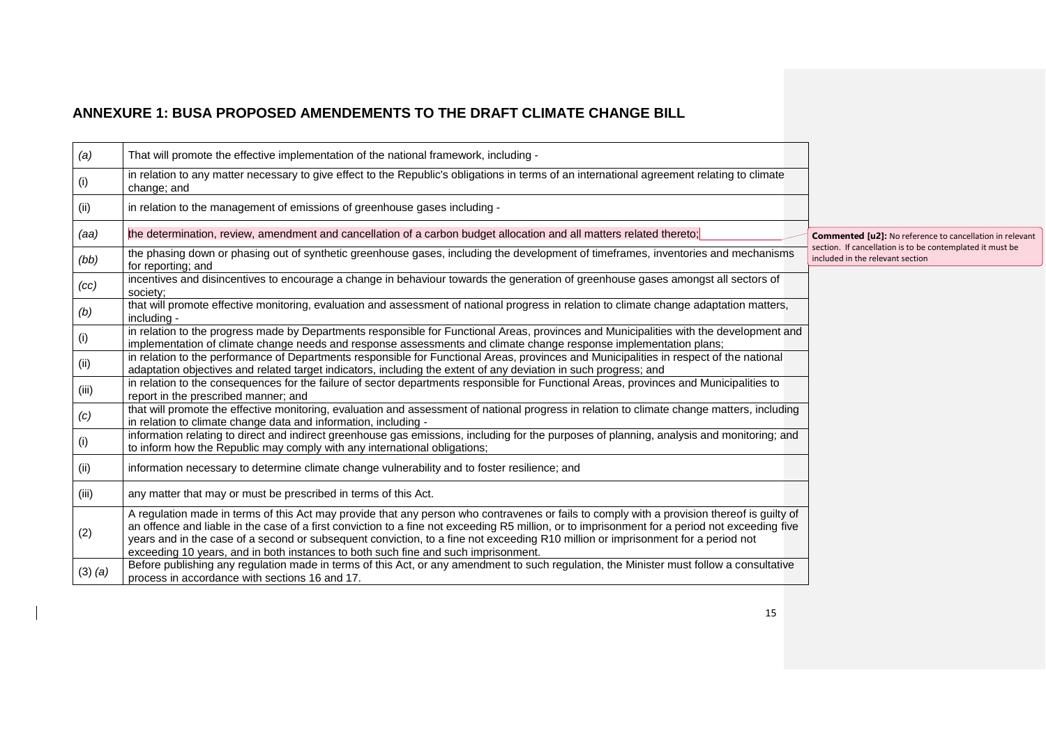## ANNEXURE 1: BUSA PROPOSED AMENDEMENTS TO THE DRAFT CLIMATE CHANGE BILL

| | |
|---|---|
| *(a)* | That will promote the effective implementation of the national framework, including - |
| (i) | in relation to any matter necessary to give effect to the Republic's obligations in terms of an international agreement relating to climate change; and |
| (ii) | in relation to the management of emissions of greenhouse gases including - |
| *(aa)* | the determination, review, amendment and cancellation of a carbon budget allocation and all matters related thereto; |
| *(bb)* | the phasing down or phasing out of synthetic greenhouse gases, including the development of timeframes, inventories and mechanisms for reporting; and |
| *(cc)* | incentives and disincentives to encourage a change in behaviour towards the generation of greenhouse gases amongst all sectors of society; |
| *(b)* | that will promote effective monitoring, evaluation and assessment of national progress in relation to climate change adaptation matters, including - |
| (i) | in relation to the progress made by Departments responsible for Functional Areas, provinces and Municipalities with the development and implementation of climate change needs and response assessments and climate change response implementation plans; |
| (ii) | in relation to the performance of Departments responsible for Functional Areas, provinces and Municipalities in respect of the national adaptation objectives and related target indicators, including the extent of any deviation in such progress; and |
| (iii) | in relation to the consequences for the failure of sector departments responsible for Functional Areas, provinces and Municipalities to report in the prescribed manner; and |
| *(c)* | that will promote the effective monitoring, evaluation and assessment of national progress in relation to climate change matters, including in relation to climate change data and information, including - |
| (i) | information relating to direct and indirect greenhouse gas emissions, including for the purposes of planning, analysis and monitoring; and to inform how the Republic may comply with any international obligations; |
| (ii) | information necessary to determine climate change vulnerability and to foster resilience; and |
| (iii) | any matter that may or must be prescribed in terms of this Act. |
| (2) | A regulation made in terms of this Act may provide that any person who contravenes or fails to comply with a provision thereof is guilty of an offence and liable in the case of a first conviction to a fine not exceeding R5 million, or to imprisonment for a period not exceeding five years and in the case of a second or subsequent conviction, to a fine not exceeding R10 million or imprisonment for a period not exceeding 10 years, and in both instances to both such fine and such imprisonment. |
| (3) *(a)* | Before publishing any regulation made in terms of this Act, or any amendment to such regulation, the Minister must follow a consultative process in accordance with sections 16 and 17. |

**Commented [u2]:** No reference to cancellation in relevant section. If cancellation is to be contemplated it must be included in the relevant section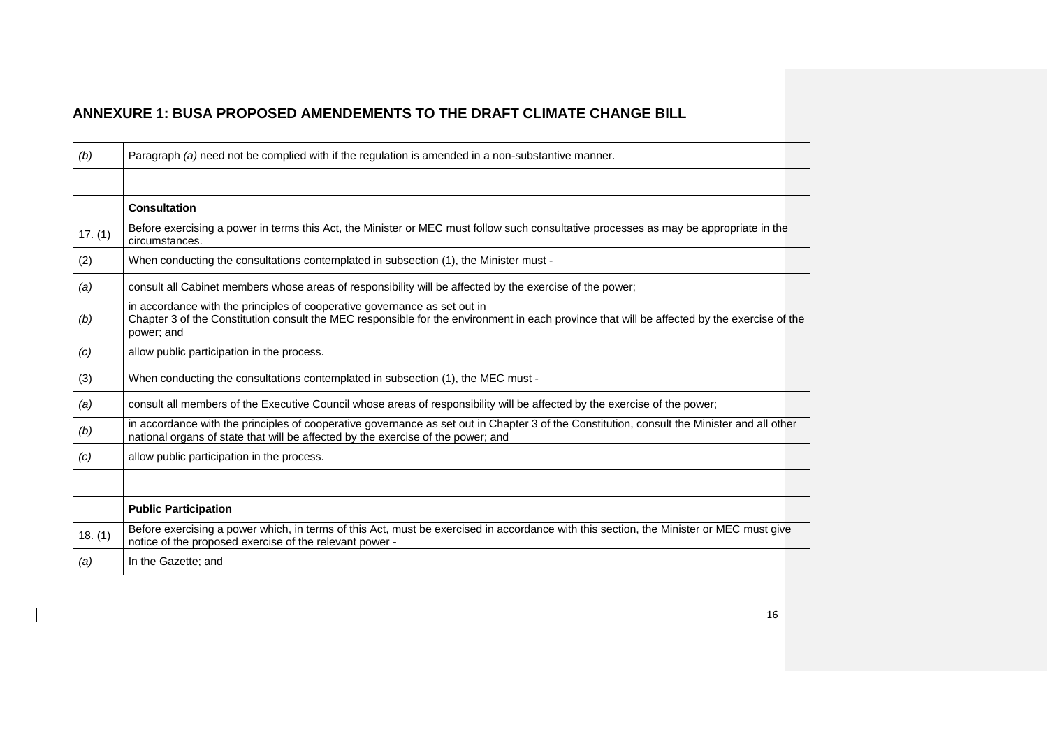## ANNEXURE 1: BUSA PROPOSED AMENDEMENTS TO THE DRAFT CLIMATE CHANGE BILL

| | |
|---|---|
| *(b)* | Paragraph *(a)* need not be complied with if the regulation is amended in a non-substantive manner. |
| | |
| | **Consultation** |
| 17. (1) | Before exercising a power in terms this Act, the Minister or MEC must follow such consultative processes as may be appropriate in the circumstances. |
| (2) | When conducting the consultations contemplated in subsection (1), the Minister must - |
| *(a)* | consult all Cabinet members whose areas of responsibility will be affected by the exercise of the power; |
| *(b)* | in accordance with the principles of cooperative governance as set out in Chapter 3 of the Constitution consult the MEC responsible for the environment in each province that will be affected by the exercise of the power; and |
| *(c)* | allow public participation in the process. |
| (3) | When conducting the consultations contemplated in subsection (1), the MEC must - |
| *(a)* | consult all members of the Executive Council whose areas of responsibility will be affected by the exercise of the power; |
| *(b)* | in accordance with the principles of cooperative governance as set out in Chapter 3 of the Constitution, consult the Minister and all other national organs of state that will be affected by the exercise of the power; and |
| *(c)* | allow public participation in the process. |
| | |
| | **Public Participation** |
| 18. (1) | Before exercising a power which, in terms of this Act, must be exercised in accordance with this section, the Minister or MEC must give notice of the proposed exercise of the relevant power - |
| *(a)* | In the Gazette; and |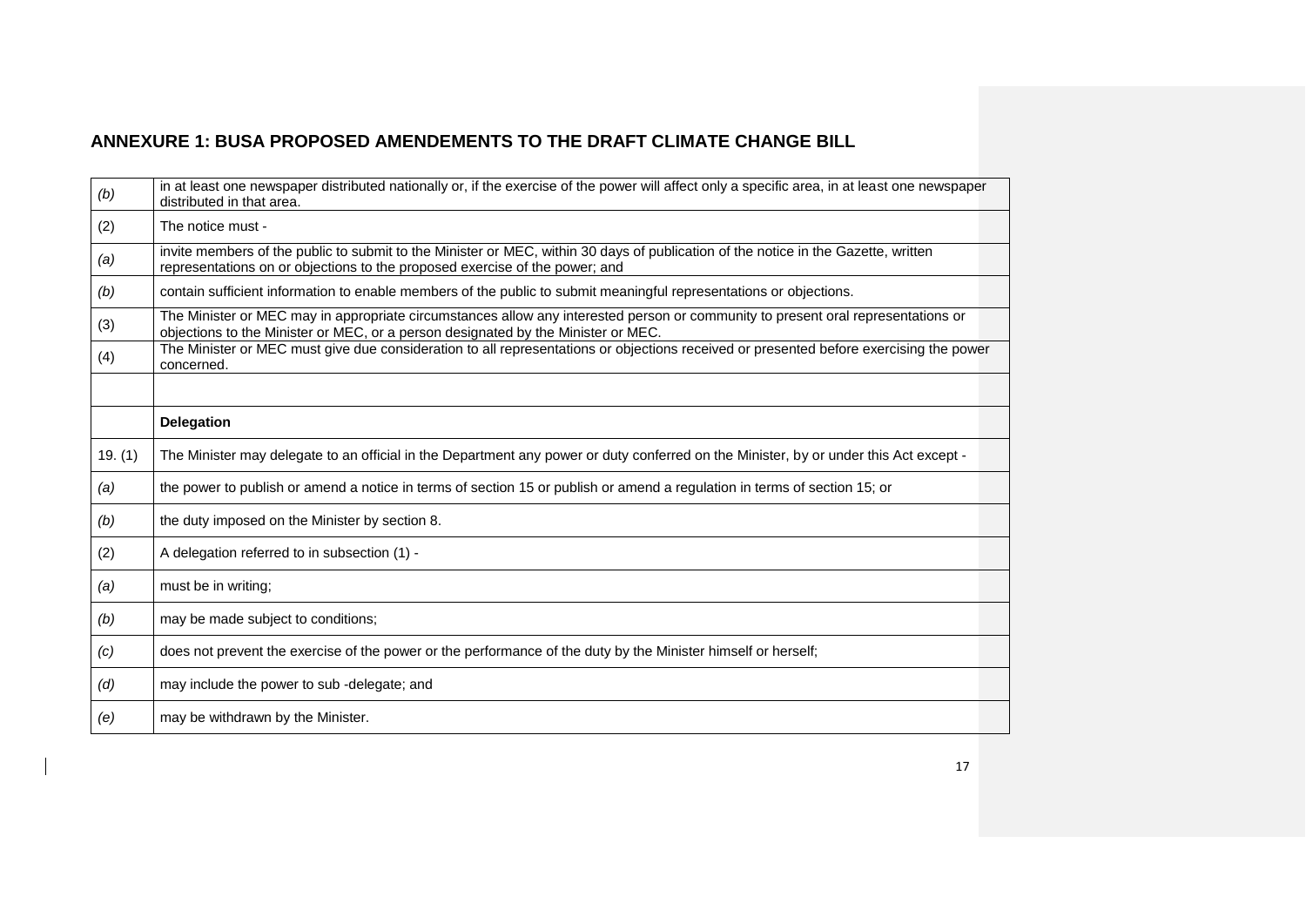## ANNEXURE 1: BUSA PROPOSED AMENDEMENTS TO THE DRAFT CLIMATE CHANGE BILL

| | |
|---|---|
| *(b)* | in at least one newspaper distributed nationally or, if the exercise of the power will affect only a specific area, in at least one newspaper distributed in that area. |
| (2) | The notice must - |
| *(a)* | invite members of the public to submit to the Minister or MEC, within 30 days of publication of the notice in the Gazette, written representations on or objections to the proposed exercise of the power; and |
| *(b)* | contain sufficient information to enable members of the public to submit meaningful representations or objections. |
| (3) | The Minister or MEC may in appropriate circumstances allow any interested person or community to present oral representations or objections to the Minister or MEC, or a person designated by the Minister or MEC. |
| (4) | The Minister or MEC must give due consideration to all representations or objections received or presented before exercising the power concerned. |
| | |
| | **Delegation** |
| 19. (1) | The Minister may delegate to an official in the Department any power or duty conferred on the Minister, by or under this Act except - |
| *(a)* | the power to publish or amend a notice in terms of section 15 or publish or amend a regulation in terms of section 15; or |
| *(b)* | the duty imposed on the Minister by section 8. |
| (2) | A delegation referred to in subsection (1) - |
| *(a)* | must be in writing; |
| *(b)* | may be made subject to conditions; |
| *(c)* | does not prevent the exercise of the power or the performance of the duty by the Minister himself or herself; |
| *(d)* | may include the power to sub -delegate; and |
| *(e)* | may be withdrawn by the Minister. |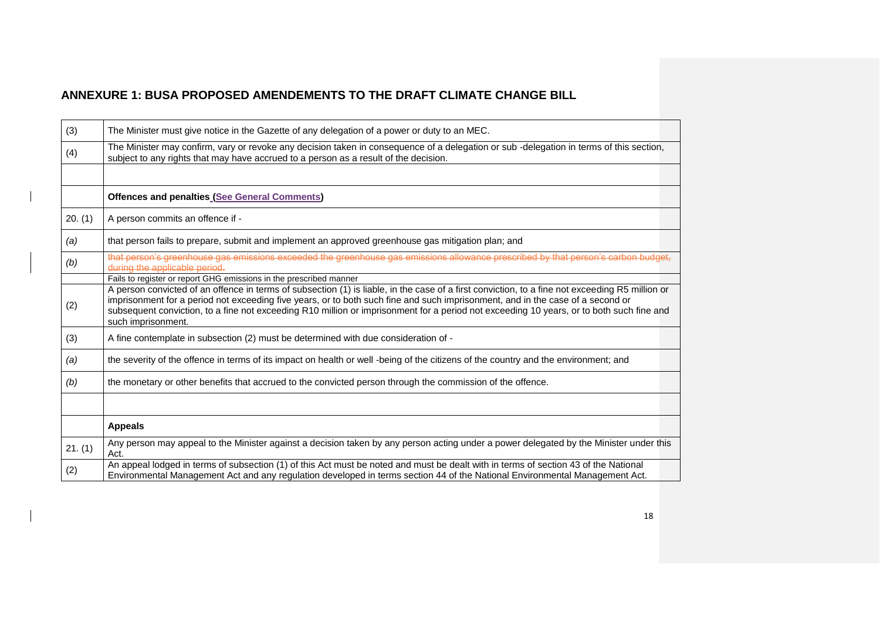## ANNEXURE 1: BUSA PROPOSED AMENDEMENTS TO THE DRAFT CLIMATE CHANGE BILL

| | |
|---|---|
| (3) | The Minister must give notice in the Gazette of any delegation of a power or duty to an MEC. |
| (4) | The Minister may confirm, vary or revoke any decision taken in consequence of a delegation or sub -delegation in terms of this section, subject to any rights that may have accrued to a person as a result of the decision. |
| | |
| | **Offences and penalties (See General Comments)** |
| 20. (1) | A person commits an offence if - |
| *(a)* | that person fails to prepare, submit and implement an approved greenhouse gas mitigation plan; and |
| *(b)* | ~~that person's greenhouse gas emissions exceeded the greenhouse gas emissions allowance prescribed by that person's carbon budget, during the applicable period.~~ |
| | Fails to register or report GHG emissions in the prescribed manner |
| (2) | A person convicted of an offence in terms of subsection (1) is liable, in the case of a first conviction, to a fine not exceeding R5 million or imprisonment for a period not exceeding five years, or to both such fine and such imprisonment, and in the case of a second or subsequent conviction, to a fine not exceeding R10 million or imprisonment for a period not exceeding 10 years, or to both such fine and such imprisonment. |
| (3) | A fine contemplate in subsection (2) must be determined with due consideration of - |
| *(a)* | the severity of the offence in terms of its impact on health or well -being of the citizens of the country and the environment; and |
| *(b)* | the monetary or other benefits that accrued to the convicted person through the commission of the offence. |
| | |
| | **Appeals** |
| 21. (1) | Any person may appeal to the Minister against a decision taken by any person acting under a power delegated by the Minister under this Act. |
| (2) | An appeal lodged in terms of subsection (1) of this Act must be noted and must be dealt with in terms of section 43 of the National Environmental Management Act and any regulation developed in terms section 44 of the National Environmental Management Act. |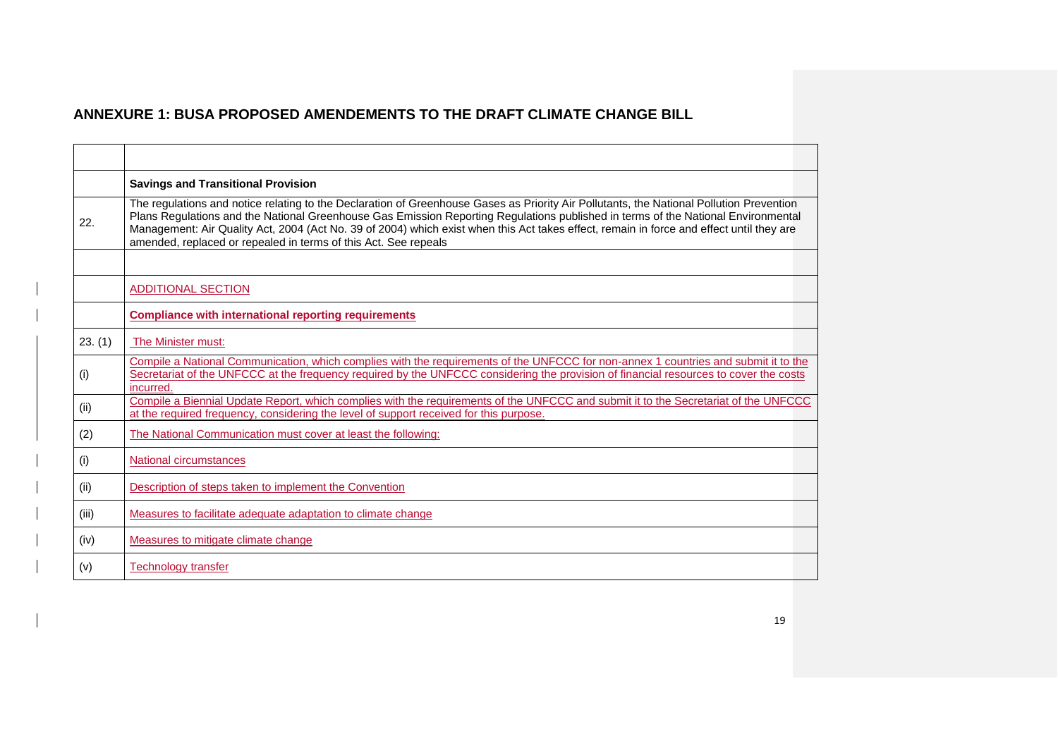## ANNEXURE 1: BUSA PROPOSED AMENDEMENTS TO THE DRAFT CLIMATE CHANGE BILL

| | |
|---|---|
| | **Savings and Transitional Provision** |
| 22. | The regulations and notice relating to the Declaration of Greenhouse Gases as Priority Air Pollutants, the National Pollution Prevention Plans Regulations and the National Greenhouse Gas Emission Reporting Regulations published in terms of the National Environmental Management: Air Quality Act, 2004 (Act No. 39 of 2004) which exist when this Act takes effect, remain in force and effect until they are amended, replaced or repealed in terms of this Act. See repeals |
| | |
| | ADDITIONAL SECTION |
| | **Compliance with international reporting requirements** |
| 23. (1) | The Minister must: |
| (i) | Compile a National Communication, which complies with the requirements of the UNFCCC for non-annex 1 countries and submit it to the Secretariat of the UNFCCC at the frequency required by the UNFCCC considering the provision of financial resources to cover the costs incurred. |
| (ii) | Compile a Biennial Update Report, which complies with the requirements of the UNFCCC and submit it to the Secretariat of the UNFCCC at the required frequency, considering the level of support received for this purpose. |
| (2) | The National Communication must cover at least the following: |
| (i) | National circumstances |
| (ii) | Description of steps taken to implement the Convention |
| (iii) | Measures to facilitate adequate adaptation to climate change |
| (iv) | Measures to mitigate climate change |
| (v) | Technology transfer |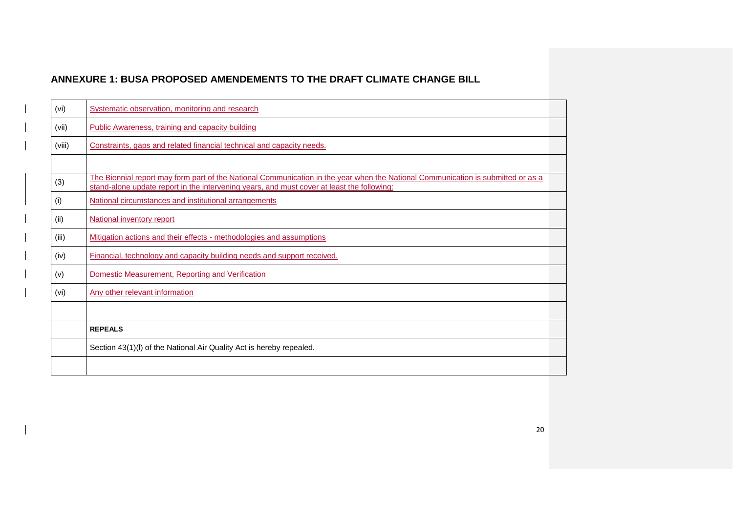## ANNEXURE 1: BUSA PROPOSED AMENDEMENTS TO THE DRAFT CLIMATE CHANGE BILL

| | |
|---|---|
| (vi) | Systematic observation, monitoring and research |
| (vii) | Public Awareness, training and capacity building |
| (viii) | Constraints, gaps and related financial technical and capacity needs. |
| | |
| (3) | The Biennial report may form part of the National Communication in the year when the National Communication is submitted or as a stand-alone update report in the intervening years, and must cover at least the following: |
| (i) | National circumstances and institutional arrangements |
| (ii) | National inventory report |
| (iii) | Mitigation actions and their effects - methodologies and assumptions |
| (iv) | Financial, technology and capacity building needs and support received. |
| (v) | Domestic Measurement, Reporting and Verification |
| (vi) | Any other relevant information |
| | |
| | **REPEALS** |
| | Section 43(1)(l) of the National Air Quality Act is hereby repealed. |
| | |